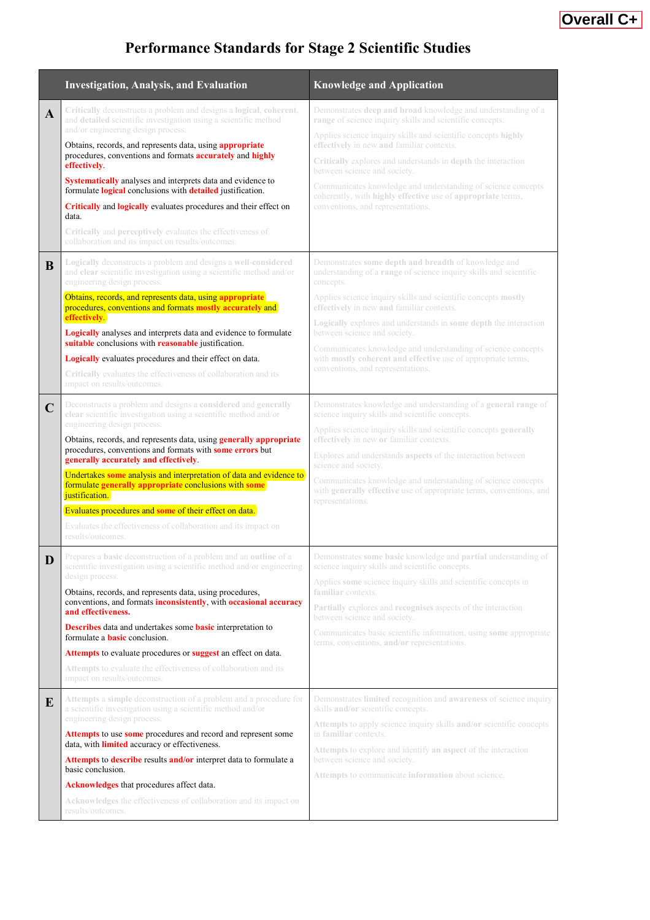**Overall C+**

# Performance Standards for Stage 2 Scientific Studies

| | Investigation, Analysis, and Evaluation | Knowledge and Application |
|---|---|---|
| **A** | **Critically** deconstructs a problem and designs a **logical**, **coherent**, and **detailed** scientific investigation using a scientific method and/or engineering design process.<br><br>Obtains, records, and represents data, using **appropriate** procedures, conventions and formats **accurately** and **highly effectively**.<br><br>**Systematically** analyses and interprets data and evidence to formulate **logical** conclusions with **detailed** justification.<br><br>**Critically** and **logically** evaluates procedures and their effect on data.<br><br>**Critically** and **perceptively** evaluates the effectiveness of collaboration and its impact on results/outcomes. | Demonstrates **deep and broad** knowledge and understanding of a **range** of science inquiry skills and scientific concepts.<br><br>Applies science inquiry skills and scientific concepts **highly effectively** in new **and** familiar contexts.<br><br>**Critically** explores and understands in **depth** the interaction between science and society.<br><br>Communicates knowledge and understanding of science concepts coherently, with **highly effective** use of **appropriate** terms, conventions, and representations. |
| **B** | **Logically** deconstructs a problem and designs a **well-considered** and **clear** scientific investigation using a scientific method and/or engineering design process.<br><br>Obtains, records, and represents data, using **appropriate** procedures, conventions and formats **mostly accurately** and **effectively**.<br><br>**Logically** analyses and interprets data and evidence to formulate **suitable** conclusions with **reasonable** justification.<br><br>**Logically** evaluates procedures and their effect on data.<br><br>**Critically** evaluates the effectiveness of collaboration and its impact on results/outcomes. | Demonstrates **some depth and breadth** of knowledge and understanding of a **range** of science inquiry skills and scientific concepts.<br><br>Applies science inquiry skills and scientific concepts **mostly effectively** in new **and** familiar contexts.<br><br>**Logically** explores and understands in **some depth** the interaction between science and society.<br><br>Communicates knowledge and understanding of science concepts with **mostly coherent and effective** use of appropriate terms, conventions, and representations. |
| **C** | Deconstructs a problem and designs a **considered** and **generally clear** scientific investigation using a scientific method and/or engineering design process.<br><br>Obtains, records, and represents data, using **generally appropriate** procedures, conventions and formats with **some errors** but **generally accurately and effectively**.<br><br>Undertakes **some** analysis and interpretation of data and evidence to formulate **generally appropriate** conclusions with **some** justification.<br><br>Evaluates procedures and **some** of their effect on data.<br><br>Evaluates the effectiveness of collaboration and its impact on results/outcomes. | Demonstrates knowledge and understanding of a **general range** of science inquiry skills and scientific concepts.<br><br>Applies science inquiry skills and scientific concepts **generally effectively** in new **or** familiar contexts.<br><br>Explores and understands **aspects** of the interaction between science and society.<br><br>Communicates knowledge and understanding of science concepts with **generally effective** use of appropriate terms, conventions, and representations. |
| **D** | Prepares a **basic** deconstruction of a problem and an **outline** of a scientific investigation using a scientific method and/or engineering design process.<br><br>Obtains, records, and represents data, using procedures, conventions, and formats **inconsistently**, with **occasional accuracy and effectiveness.**<br><br>**Describes** data and undertakes some **basic** interpretation to formulate a **basic** conclusion.<br><br>**Attempts** to evaluate procedures or **suggest** an effect on data.<br><br>**Attempts** to evaluate the effectiveness of collaboration and its impact on results/outcomes. | Demonstrates **some basic** knowledge and **partial** understanding of science inquiry skills and scientific concepts.<br><br>Applies **some** science inquiry skills and scientific concepts in **familiar** contexts.<br><br>**Partially** explores and **recognises** aspects of the interaction between science and society.<br><br>Communicates basic scientific information, using **some** appropriate terms, conventions, **and/or** representations. |
| **E** | **Attempts** a **simple** deconstruction of a problem and a procedure for a scientific investigation using a scientific method and/or engineering design process.<br><br>**Attempts** to use **some** procedures and record and represent some data, with **limited** accuracy or effectiveness.<br><br>**Attempts** to **describe** results **and/or** interpret data to formulate a basic conclusion.<br><br>**Acknowledges** that procedures affect data.<br><br>**Acknowledges** the effectiveness of collaboration and its impact on results/outcomes. | Demonstrates **limited** recognition and **awareness** of science inquiry skills **and/or** scientific concepts.<br><br>**Attempts** to apply science inquiry skills **and/or** scientific concepts in **familiar** contexts.<br><br>**Attempts** to explore and identify **an aspect** of the interaction between science and society.<br><br>**Attempts** to communicate **information** about science. |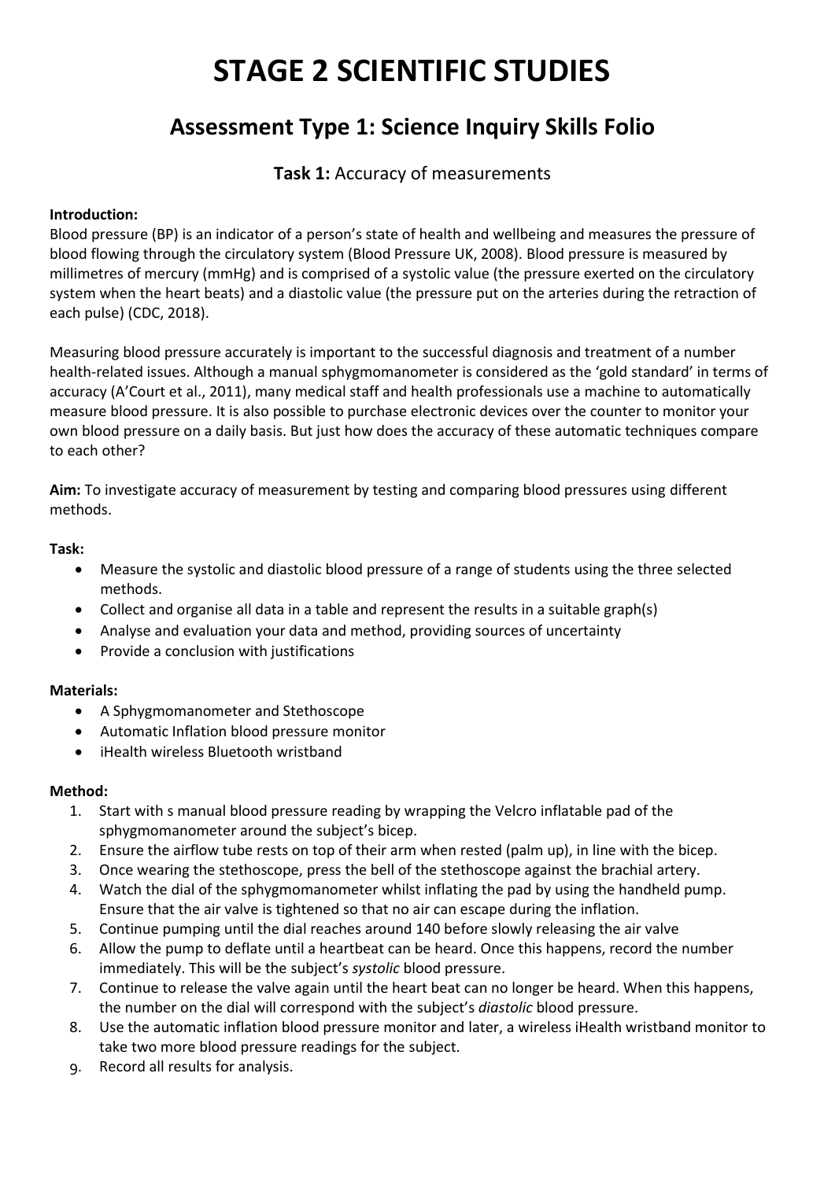# STAGE 2 SCIENTIFIC STUDIES

## Assessment Type 1: Science Inquiry Skills Folio

### **Task 1:** Accuracy of measurements

**Introduction:**
Blood pressure (BP) is an indicator of a person's state of health and wellbeing and measures the pressure of blood flowing through the circulatory system (Blood Pressure UK, 2008). Blood pressure is measured by millimetres of mercury (mmHg) and is comprised of a systolic value (the pressure exerted on the circulatory system when the heart beats) and a diastolic value (the pressure put on the arteries during the retraction of each pulse) (CDC, 2018).

Measuring blood pressure accurately is important to the successful diagnosis and treatment of a number health-related issues. Although a manual sphygmomanometer is considered as the 'gold standard' in terms of accuracy (A'Court et al., 2011), many medical staff and health professionals use a machine to automatically measure blood pressure. It is also possible to purchase electronic devices over the counter to monitor your own blood pressure on a daily basis. But just how does the accuracy of these automatic techniques compare to each other?

**Aim:** To investigate accuracy of measurement by testing and comparing blood pressures using different methods.

**Task:**

- Measure the systolic and diastolic blood pressure of a range of students using the three selected methods.
- Collect and organise all data in a table and represent the results in a suitable graph(s)
- Analyse and evaluation your data and method, providing sources of uncertainty
- Provide a conclusion with justifications

**Materials:**

- A Sphygmomanometer and Stethoscope
- Automatic Inflation blood pressure monitor
- iHealth wireless Bluetooth wristband

**Method:**

1. Start with s manual blood pressure reading by wrapping the Velcro inflatable pad of the sphygmomanometer around the subject's bicep.
2. Ensure the airflow tube rests on top of their arm when rested (palm up), in line with the bicep.
3. Once wearing the stethoscope, press the bell of the stethoscope against the brachial artery.
4. Watch the dial of the sphygmomanometer whilst inflating the pad by using the handheld pump. Ensure that the air valve is tightened so that no air can escape during the inflation.
5. Continue pumping until the dial reaches around 140 before slowly releasing the air valve
6. Allow the pump to deflate until a heartbeat can be heard. Once this happens, record the number immediately. This will be the subject's *systolic* blood pressure.
7. Continue to release the valve again until the heart beat can no longer be heard. When this happens, the number on the dial will correspond with the subject's *diastolic* blood pressure.
8. Use the automatic inflation blood pressure monitor and later, a wireless iHealth wristband monitor to take two more blood pressure readings for the subject.
9. Record all results for analysis.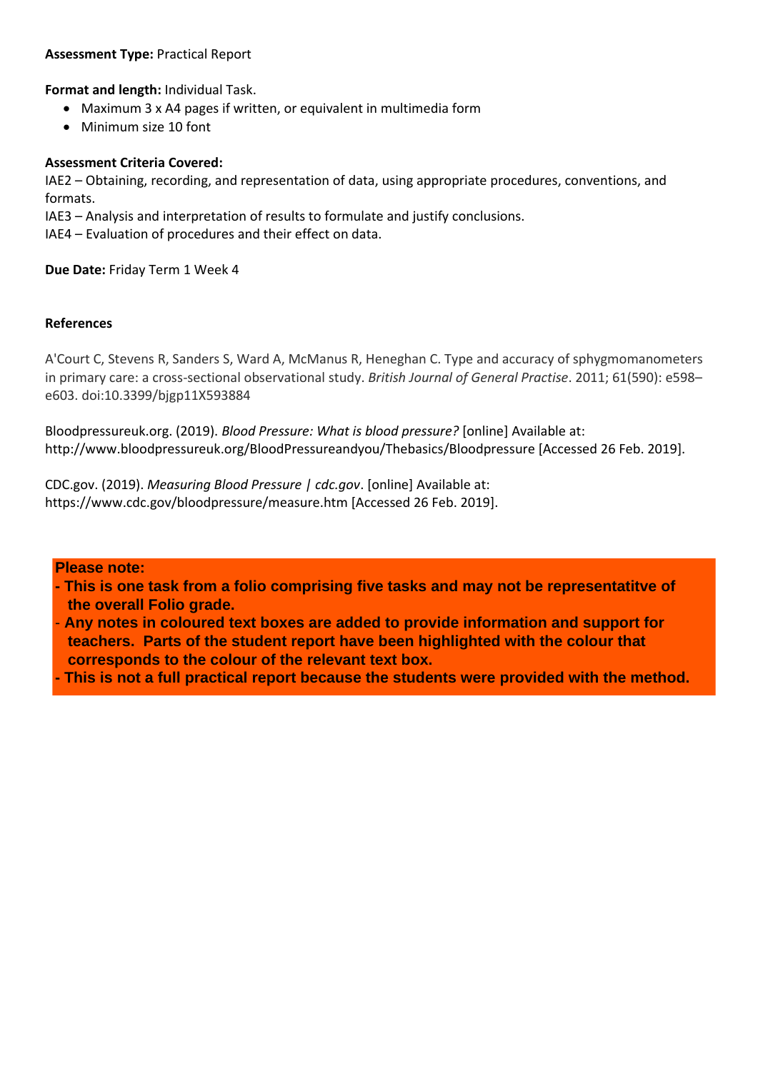**Assessment Type:** Practical Report

**Format and length:** Individual Task.

- Maximum 3 x A4 pages if written, or equivalent in multimedia form
- Minimum size 10 font

**Assessment Criteria Covered:**

IAE2 – Obtaining, recording, and representation of data, using appropriate procedures, conventions, and formats.

IAE3 – Analysis and interpretation of results to formulate and justify conclusions.

IAE4 – Evaluation of procedures and their effect on data.

**Due Date:** Friday Term 1 Week 4

**References**

A'Court C, Stevens R, Sanders S, Ward A, McManus R, Heneghan C. Type and accuracy of sphygmomanometers in primary care: a cross-sectional observational study. *British Journal of General Practise*. 2011; 61(590): e598–e603. doi:10.3399/bjgp11X593884

Bloodpressureuk.org. (2019). *Blood Pressure: What is blood pressure?* [online] Available at: http://www.bloodpressureuk.org/BloodPressureandyou/Thebasics/Bloodpressure [Accessed 26 Feb. 2019].

CDC.gov. (2019). *Measuring Blood Pressure | cdc.gov*. [online] Available at: https://www.cdc.gov/bloodpressure/measure.htm [Accessed 26 Feb. 2019].

**Please note:**

**- This is one task from a folio comprising five tasks and may not be representatitve of the overall Folio grade.**

**- Any notes in coloured text boxes are added to provide information and support for teachers. Parts of the student report have been highlighted with the colour that corresponds to the colour of the relevant text box.**

**- This is not a full practical report because the students were provided with the method.**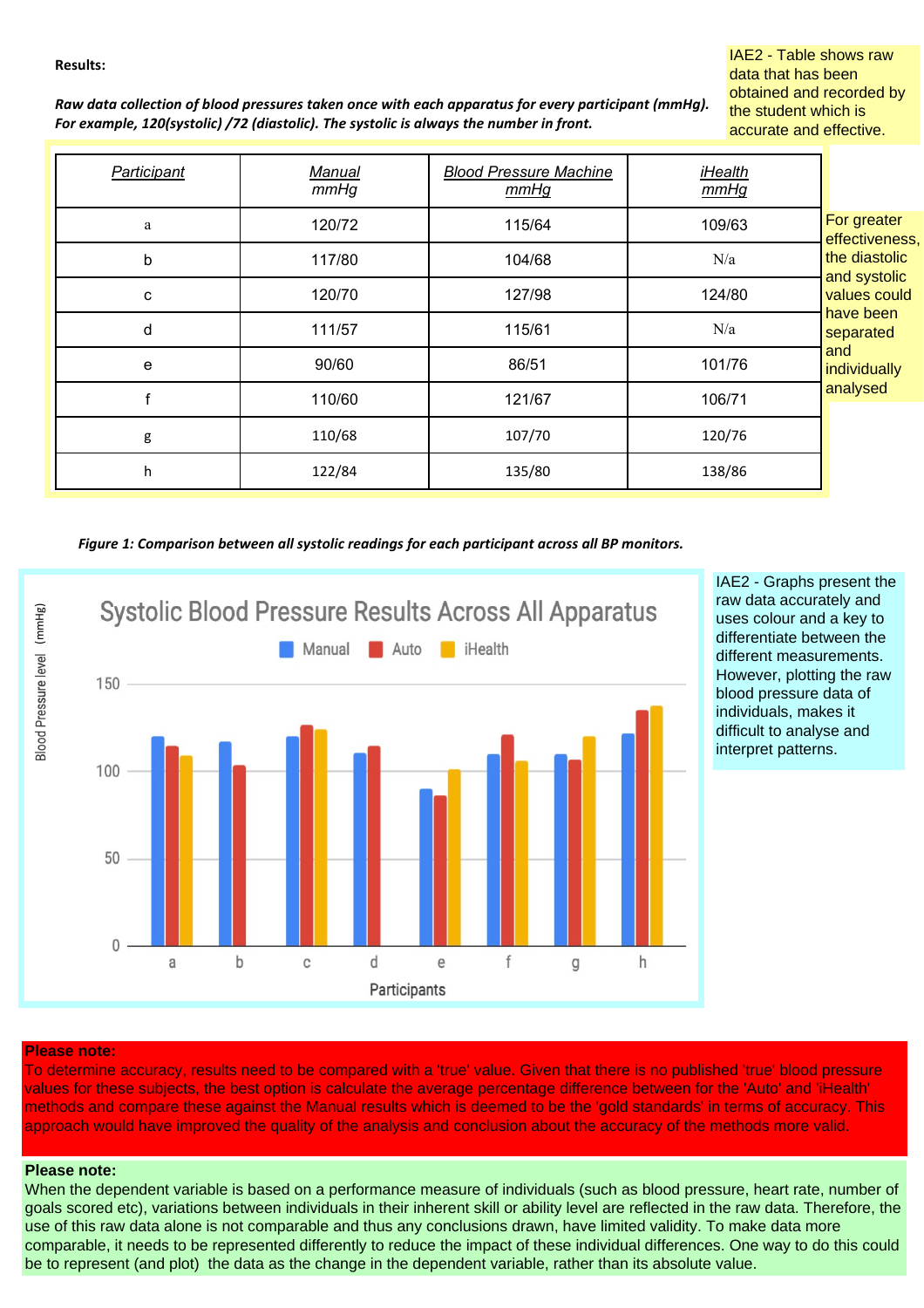**Results:**

***Raw data collection of blood pressures taken once with each apparatus for every participant (mmHg). For example, 120(systolic) /72 (diastolic). The systolic is always the number in front.***

IAE2 - Table shows raw data that has been obtained and recorded by the student which is accurate and effective.

| *Participant* | *Manual mmHg* | *Blood Pressure Machine mmHg* | *iHealth mmHg* |
|---|---|---|---|
| a | 120/72 | 115/64 | 109/63 |
| b | 117/80 | 104/68 | N/a |
| c | 120/70 | 127/98 | 124/80 |
| d | 111/57 | 115/61 | N/a |
| e | 90/60 | 86/51 | 101/76 |
| f | 110/60 | 121/67 | 106/71 |
| g | 110/68 | 107/70 | 120/76 |
| h | 122/84 | 135/80 | 138/86 |

For greater effectiveness, the diastolic and systolic values could have been separated and individually analysed

***Figure 1: Comparison between all systolic readings for each participant across all BP monitors.***

Systolic Blood Pressure Results Across All Apparatus

| Participant | Manual | Auto | iHealth |
|---|---|---|---|
| a | 120 | 115 | 109 |
| b | 117 | 104 | |
| c | 120 | 127 | 124 |
| d | 111 | 115 | |
| e | 90 | 86 | 101 |
| f | 110 | 121 | 106 |
| g | 110 | 107 | 120 |
| h | 122 | 135 | 138 |

Y-axis: Blood Pressure level (mmHg); X-axis: Participants

IAE2 - Graphs present the raw data accurately and uses colour and a key to differentiate between the different measurements. However, plotting the raw blood pressure data of individuals, makes it difficult to analyse and interpret patterns.

**Please note:**
To determine accuracy, results need to be compared with a 'true' value. Given that there is no published 'true' blood pressure values for these subjects, the best option is calculate the average percentage difference between for the 'Auto' and 'iHealth' methods and compare these against the Manual results which is deemed to be the 'gold standards' in terms of accuracy. This approach would have improved the quality of the analysis and conclusion about the accuracy of the methods more valid.

**Please note:**
When the dependent variable is based on a performance measure of individuals (such as blood pressure, heart rate, number of goals scored etc), variations between individuals in their inherent skill or ability level are reflected in the raw data. Therefore, the use of this raw data alone is not comparable and thus any conclusions drawn, have limited validity. To make data more comparable, it needs to be represented differently to reduce the impact of these individual differences. One way to do this could be to represent (and plot) the data as the change in the dependent variable, rather than its absolute value.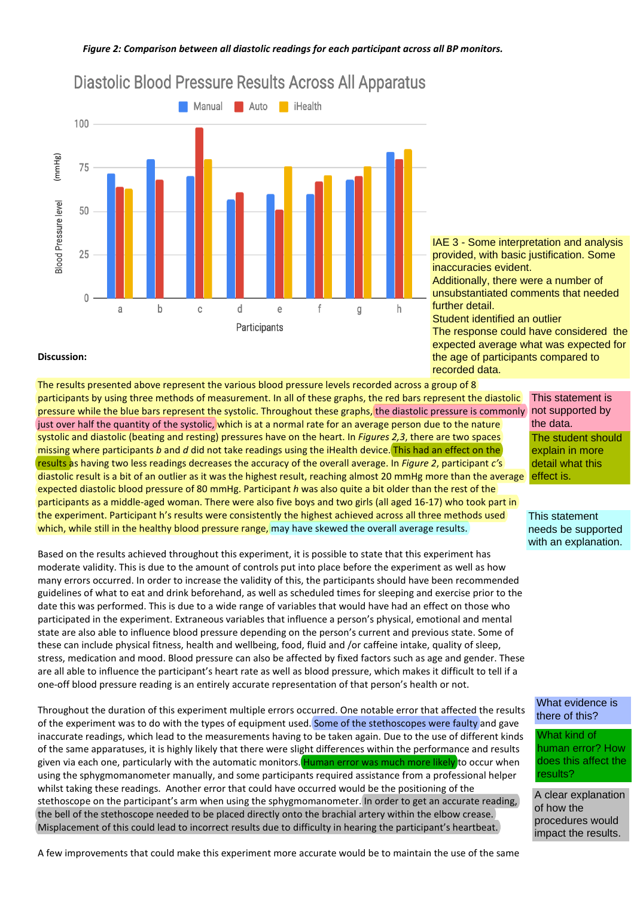*Figure 2: Comparison between all diastolic readings for each participant across all BP monitors.*

Diastolic Blood Pressure Results Across All Apparatus

IAE 3 - Some interpretation and analysis provided, with basic justification. Some inaccuracies evident.
Additionally, there were a number of unsubstantiated comments that needed further detail.
Student identified an outlier
The response could have considered the expected average what was expected for the age of participants compared to recorded data.

**Discussion:**

The results presented above represent the various blood pressure levels recorded across a group of 8 participants by using three methods of measurement. In all of these graphs, the red bars represent the diastolic pressure while the blue bars represent the systolic. Throughout these graphs, the diastolic pressure is commonly just over half the quantity of the systolic, which is at a normal rate for an average person due to the nature systolic and diastolic (beating and resting) pressures have on the heart. In *Figures 2,3*, there are two spaces missing where participants *b* and *d* did not take readings using the iHealth device. This had an effect on the results as having two less readings decreases the accuracy of the overall average. In *Figure 2*, participant *c's* diastolic result is a bit of an outlier as it was the highest result, reaching almost 20 mmHg more than the average expected diastolic blood pressure of 80 mmHg. Participant *h* was also quite a bit older than the rest of the participants as a middle-aged woman. There were also five boys and two girls (all aged 16-17) who took part in the experiment. Participant h's results were consistently the highest achieved across all three methods used which, while still in the healthy blood pressure range, may have skewed the overall average results.

> This statement is not supported by the data.
>
> The student should explain in more detail what this effect is.
>
> This statement needs be supported with an explanation.

Based on the results achieved throughout this experiment, it is possible to state that this experiment has moderate validity. This is due to the amount of controls put into place before the experiment as well as how many errors occurred. In order to increase the validity of this, the participants should have been recommended guidelines of what to eat and drink beforehand, as well as scheduled times for sleeping and exercise prior to the date this was performed. This is due to a wide range of variables that would have had an effect on those who participated in the experiment. Extraneous variables that influence a person's physical, emotional and mental state are also able to influence blood pressure depending on the person's current and previous state. Some of these can include physical fitness, health and wellbeing, food, fluid and /or caffeine intake, quality of sleep, stress, medication and mood. Blood pressure can also be affected by fixed factors such as age and gender. These are all able to influence the participant's heart rate as well as blood pressure, which makes it difficult to tell if a one-off blood pressure reading is an entirely accurate representation of that person's health or not.

Throughout the duration of this experiment multiple errors occurred. One notable error that affected the results of the experiment was to do with the types of equipment used. Some of the stethoscopes were faulty and gave inaccurate readings, which lead to the measurements having to be taken again. Due to the use of different kinds of the same apparatuses, it is highly likely that there were slight differences within the performance and results given via each one, particularly with the automatic monitors. Human error was much more likely to occur when using the sphygmomanometer manually, and some participants required assistance from a professional helper whilst taking these readings. Another error that could have occurred would be the positioning of the stethoscope on the participant's arm when using the sphygmomanometer. In order to get an accurate reading, the bell of the stethoscope needed to be placed directly onto the brachial artery within the elbow crease. Misplacement of this could lead to incorrect results due to difficulty in hearing the participant's heartbeat.

> What evidence is there of this?
>
> What kind of human error? How does this affect the results?
>
> A clear explanation of how the procedures would impact the results.

A few improvements that could make this experiment more accurate would be to maintain the use of the same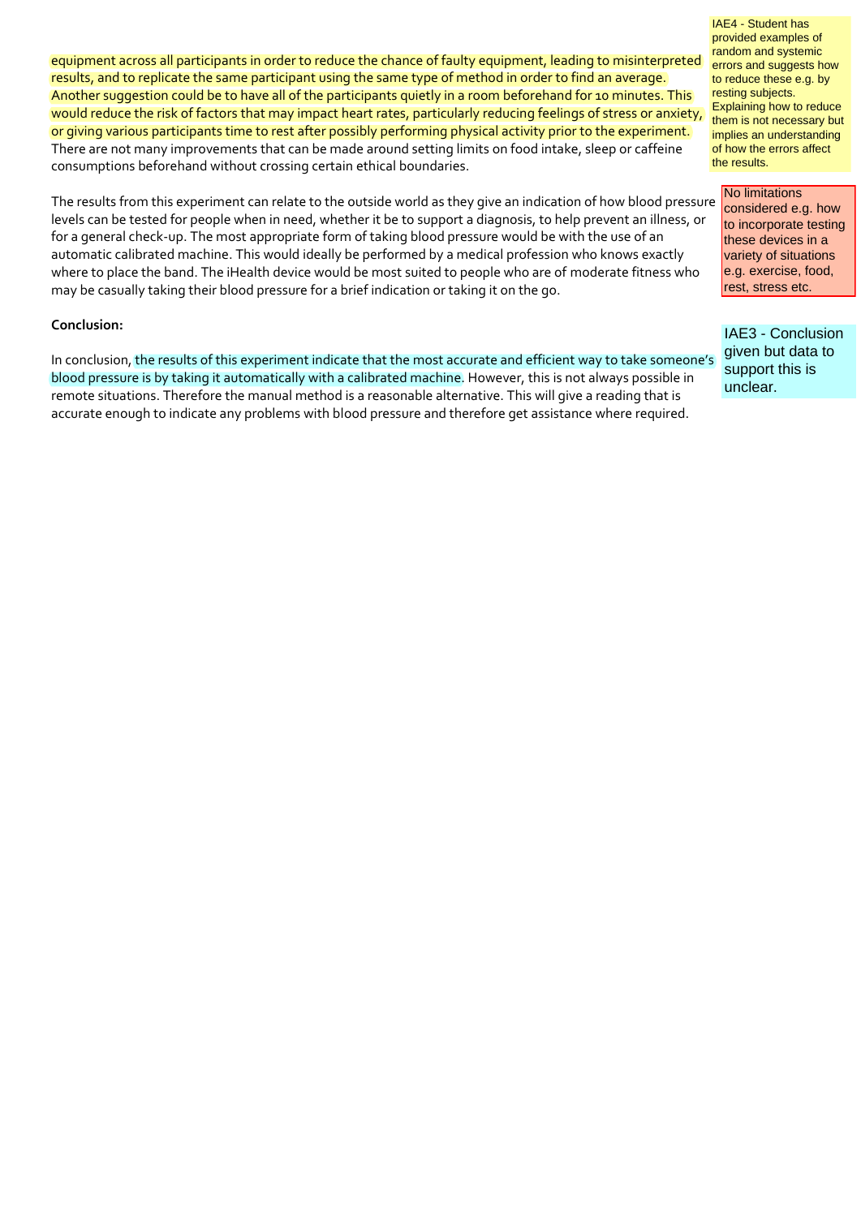equipment across all participants in order to reduce the chance of faulty equipment, leading to misinterpreted results, and to replicate the same participant using the same type of method in order to find an average. Another suggestion could be to have all of the participants quietly in a room beforehand for 10 minutes. This would reduce the risk of factors that may impact heart rates, particularly reducing feelings of stress or anxiety, or giving various participants time to rest after possibly performing physical activity prior to the experiment. There are not many improvements that can be made around setting limits on food intake, sleep or caffeine consumptions beforehand without crossing certain ethical boundaries.

IAE4 - Student has provided examples of random and systemic errors and suggests how to reduce these e.g. by resting subjects. Explaining how to reduce them is not necessary but implies an understanding of how the errors affect the results.

The results from this experiment can relate to the outside world as they give an indication of how blood pressure levels can be tested for people when in need, whether it be to support a diagnosis, to help prevent an illness, or for a general check-up. The most appropriate form of taking blood pressure would be with the use of an automatic calibrated machine. This would ideally be performed by a medical profession who knows exactly where to place the band. The iHealth device would be most suited to people who are of moderate fitness who may be casually taking their blood pressure for a brief indication or taking it on the go.

No limitations considered e.g. how to incorporate testing these devices in a variety of situations e.g. exercise, food, rest, stress etc.

**Conclusion:**

In conclusion, the results of this experiment indicate that the most accurate and efficient way to take someone's blood pressure is by taking it automatically with a calibrated machine. However, this is not always possible in remote situations. Therefore the manual method is a reasonable alternative. This will give a reading that is accurate enough to indicate any problems with blood pressure and therefore get assistance where required.

IAE3 - Conclusion given but data to support this is unclear.